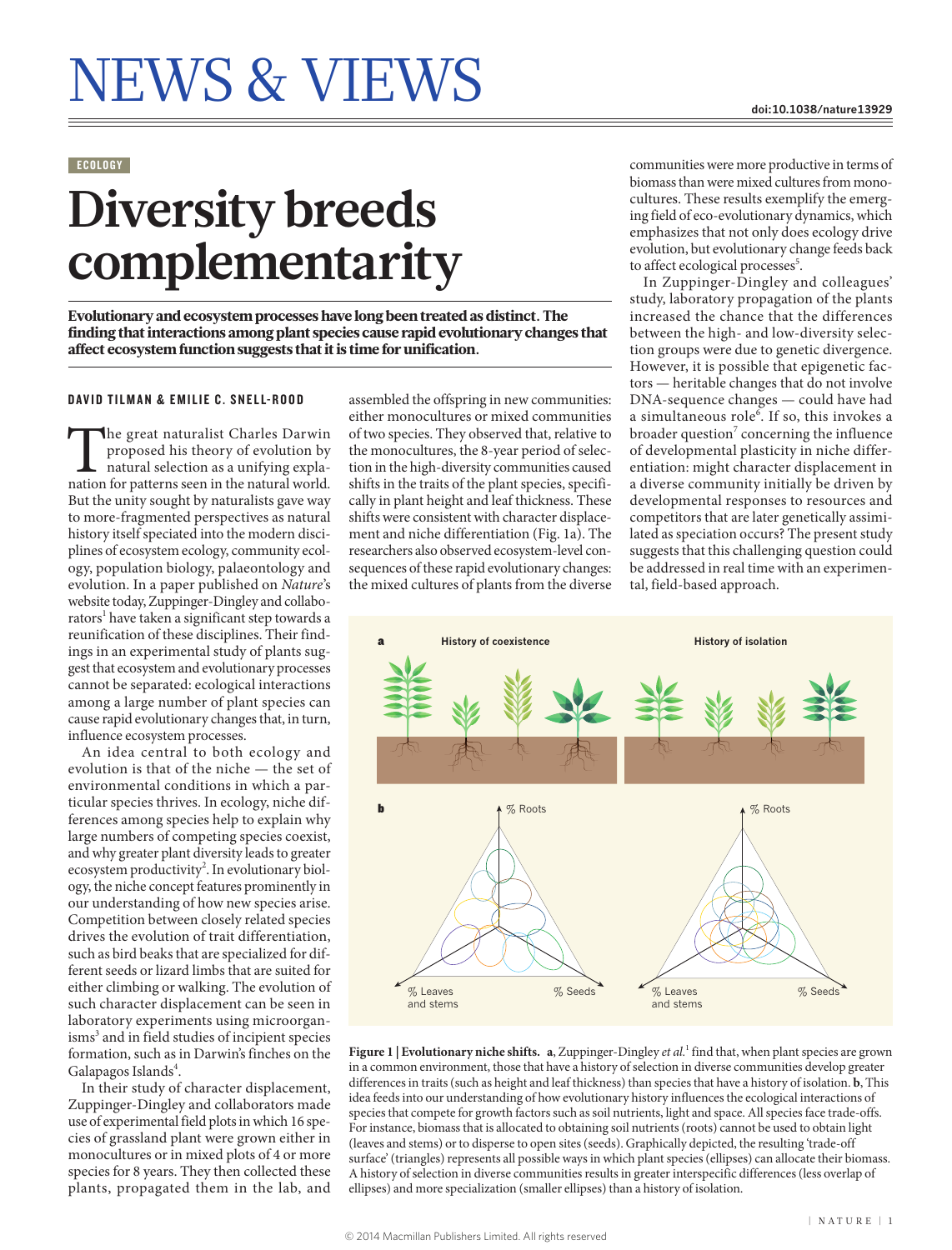# NEWS & VIEWS

doi:10.1038/nature13929

ECOLOGY

# Diversity breeds complementarity

**Evolutionary and ecosystem processes have long been treated as distinct. The finding that interactions among plant species cause rapid evolutionary changes that affect ecosystem function suggests that it is time for unification.**

DAVID TILMAN & EMILIE C. SNELL-ROOD

The great naturalist Charles Darwin proposed his theory of evolution by natural selection as a unifying explanation for patterns seen in the natural world. But the unity sought by naturalists gave way to more-fragmented perspectives as natural history itself speciated into the modern disciplines of ecosystem ecology, community ecology, population biology, palaeontology and evolution. In a paper published on *Nature*'s website today, Zuppinger-Dingley and collaborators[1] have taken a significant step towards a reunification of these disciplines. Their findings in an experimental study of plants suggest that ecosystem and evolutionary processes cannot be separated: ecological interactions among a large number of plant species can cause rapid evolutionary changes that, in turn, influence ecosystem processes.

An idea central to both ecology and evolution is that of the niche — the set of environmental conditions in which a particular species thrives. In ecology, niche differences among species help to explain why large numbers of competing species coexist, and why greater plant diversity leads to greater ecosystem productivity[2]. In evolutionary biology, the niche concept features prominently in our understanding of how new species arise. Competition between closely related species drives the evolution of trait differentiation, such as bird beaks that are specialized for different seeds or lizard limbs that are suited for either climbing or walking. The evolution of such character displacement can be seen in laboratory experiments using microorganisms[3] and in field studies of incipient species formation, such as in Darwin's finches on the Galapagos Islands[4].

In their study of character displacement, Zuppinger-Dingley and collaborators made use of experimental field plots in which 16 species of grassland plant were grown either in monocultures or in mixed plots of 4 or more species for 8 years. They then collected these plants, propagated them in the lab, and assembled the offspring in new communities: either monocultures or mixed communities of two species. They observed that, relative to the monocultures, the 8-year period of selection in the high-diversity communities caused shifts in the traits of the plant species, specifically in plant height and leaf thickness. These shifts were consistent with character displacement and niche differentiation (Fig. 1a). The researchers also observed ecosystem-level consequences of these rapid evolutionary changes: the mixed cultures of plants from the diverse communities were more productive in terms of biomass than were mixed cultures from monocultures. These results exemplify the emerging field of eco-evolutionary dynamics, which emphasizes that not only does ecology drive evolution, but evolutionary change feeds back to affect ecological processes[5].

In Zuppinger-Dingley and colleagues' study, laboratory propagation of the plants increased the chance that the differences between the high- and low-diversity selection groups were due to genetic divergence. However, it is possible that epigenetic factors — heritable changes that do not involve DNA-sequence changes — could have had a simultaneous role[6]. If so, this invokes a broader question[7] concerning the influence of developmental plasticity in niche differentiation: might character displacement in a diverse community initially be driven by developmental responses to resources and competitors that are later genetically assimilated as speciation occurs? The present study suggests that this challenging question could be addressed in real time with an experimental, field-based approach.

**Figure 1 | Evolutionary niche shifts. a**, Zuppinger-Dingley *et al.*[1] find that, when plant species are grown in a common environment, those that have a history of selection in diverse communities develop greater differences in traits (such as height and leaf thickness) than species that have a history of isolation. **b**, This idea feeds into our understanding of how evolutionary history influences the ecological interactions of species that compete for growth factors such as soil nutrients, light and space. All species face trade-offs. For instance, biomass that is allocated to obtaining soil nutrients (roots) cannot be used to obtain light (leaves and stems) or to disperse to open sites (seeds). Graphically depicted, the resulting 'trade-off surface' (triangles) represents all possible ways in which plant species (ellipses) can allocate their biomass. A history of selection in diverse communities results in greater interspecific differences (less overlap of ellipses) and more specialization (smaller ellipses) than a history of isolation.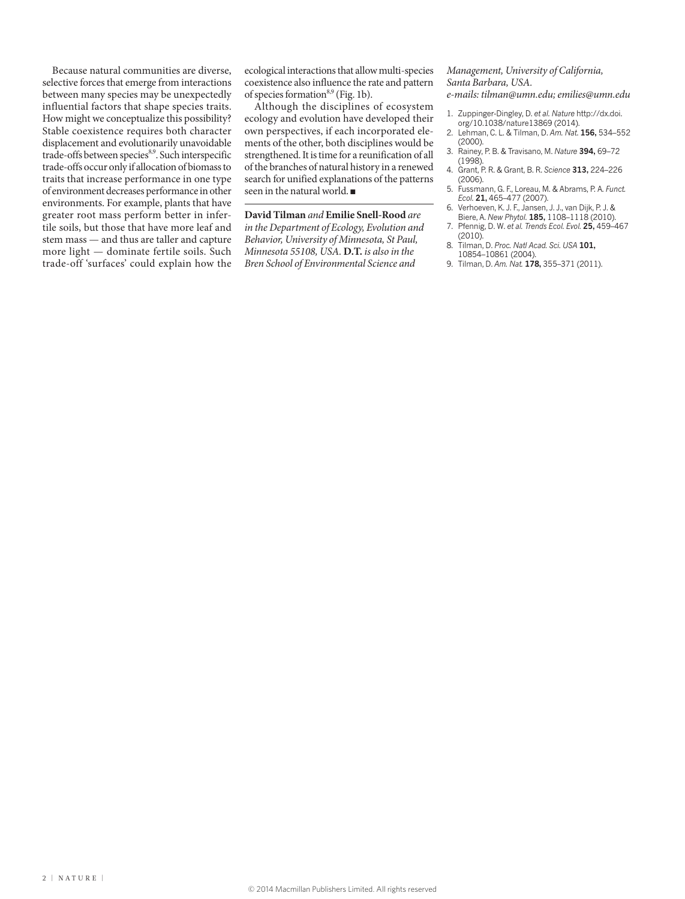Because natural communities are diverse, selective forces that emerge from interactions between many species may be unexpectedly influential factors that shape species traits. How might we conceptualize this possibility? Stable coexistence requires both character displacement and evolutionarily unavoidable trade-offs between species[8,9]. Such interspecific trade-offs occur only if allocation of biomass to traits that increase performance in one type of environment decreases performance in other environments. For example, plants that have greater root mass perform better in infertile soils, but those that have more leaf and stem mass — and thus are taller and capture more light — dominate fertile soils. Such trade-off 'surfaces' could explain how the ecological interactions that allow multi-species coexistence also influence the rate and pattern of species formation[8,9] (Fig. 1b).

Although the disciplines of ecosystem ecology and evolution have developed their own perspectives, if each incorporated elements of the other, both disciplines would be strengthened. It is time for a reunification of all of the branches of natural history in a renewed search for unified explanations of the patterns seen in the natural world. ■

**David Tilman** *and* **Emilie Snell-Rood** *are in the Department of Ecology, Evolution and Behavior, University of Minnesota, St Paul, Minnesota 55108, USA.* **D.T.** *is also in the Bren School of Environmental Science and Management, University of California, Santa Barbara, USA.*
*e-mails: tilman@umn.edu; emilies@umn.edu*

1. Zuppinger-Dingley, D. *et al. Nature* http://dx.doi.org/10.1038/nature13869 (2014).
2. Lehman, C. L. & Tilman, D. *Am. Nat.* **156,** 534–552 (2000).
3. Rainey, P. B. & Travisano, M. *Nature* **394,** 69–72 (1998).
4. Grant, P. R. & Grant, B. R. *Science* **313,** 224–226 (2006).
5. Fussmann, G. F., Loreau, M. & Abrams, P. A. *Funct. Ecol.* **21,** 465–477 (2007).
6. Verhoeven, K. J. F., Jansen, J. J., van Dijk, P. J. & Biere, A. *New Phytol.* **185,** 1108–1118 (2010).
7. Pfennig, D. W. *et al. Trends Ecol. Evol.* **25,** 459–467 (2010).
8. Tilman, D. *Proc. Natl Acad. Sci. USA* **101,** 10854–10861 (2004).
9. Tilman, D. *Am. Nat.* **178,** 355–371 (2011).